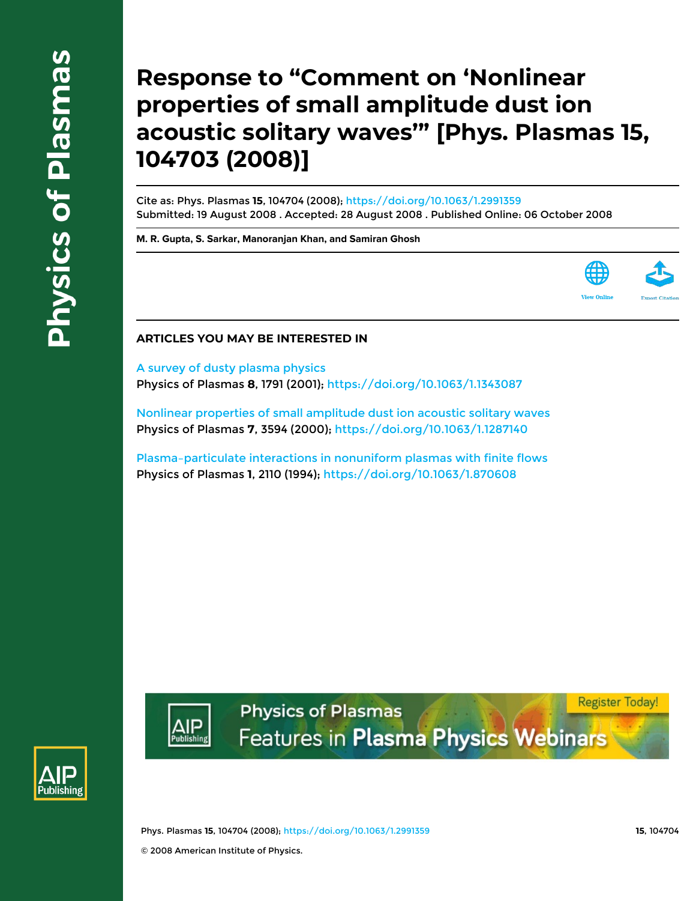# Response to "Comment on 'Nonlinear properties of small amplitude dust ion acoustic solitary waves'" [Phys. Plasmas 15, 104703 (2008)]

Cite as: Phys. Plasmas **15**, 104704 (2008); https://doi.org/10.1063/1.2991359
Submitted: 19 August 2008 . Accepted: 28 August 2008 . Published Online: 06 October 2008

**M. R. Gupta, S. Sarkar, Manoranjan Khan, and Samiran Ghosh**

View Online

Export Citation

## ARTICLES YOU MAY BE INTERESTED IN

A survey of dusty plasma physics
Physics of Plasmas **8**, 1791 (2001); https://doi.org/10.1063/1.1343087

Nonlinear properties of small amplitude dust ion acoustic solitary waves
Physics of Plasmas **7**, 3594 (2000); https://doi.org/10.1063/1.1287140

Plasma-particulate interactions in nonuniform plasmas with finite flows
Physics of Plasmas **1**, 2110 (1994); https://doi.org/10.1063/1.870608

© 2008 American Institute of Physics.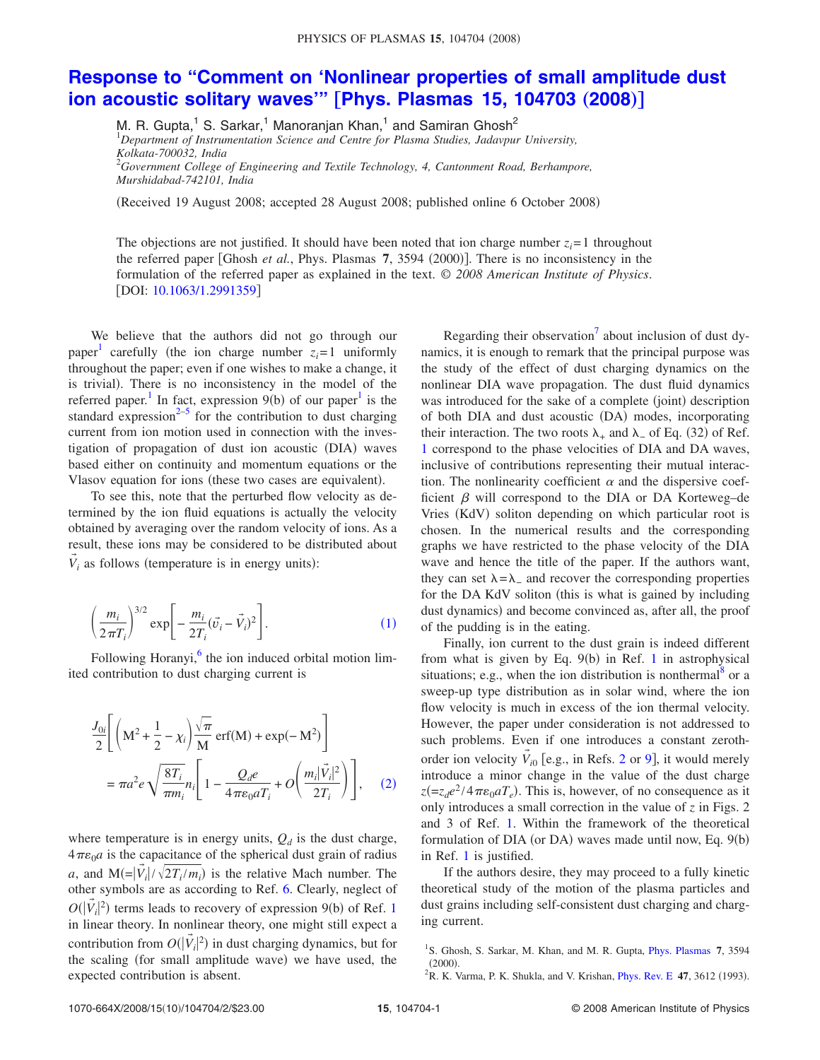# Response to "Comment on 'Nonlinear properties of small amplitude dust ion acoustic solitary waves'" [Phys. Plasmas 15, 104703 (2008)]

M. R. Gupta,[1] S. Sarkar,[1] Manoranjan Khan,[1] and Samiran Ghosh[2]

[1]*Department of Instrumentation Science and Centre for Plasma Studies, Jadavpur University, Kolkata-700032, India*

[2]*Government College of Engineering and Textile Technology, 4, Cantonment Road, Berhampore, Murshidabad-742101, India*

(Received 19 August 2008; accepted 28 August 2008; published online 6 October 2008)

The objections are not justified. It should have been noted that ion charge number $z_i=1$ throughout the referred paper [Ghosh *et al.*, Phys. Plasmas **7**, 3594 (2000)]. There is no inconsistency in the formulation of the referred paper as explained in the text. © *2008 American Institute of Physics*. [DOI: 10.1063/1.2991359]

We believe that the authors did not go through our paper[1] carefully (the ion charge number $z_i=1$ uniformly throughout the paper; even if one wishes to make a change, it is trivial). There is no inconsistency in the model of the referred paper.[1] In fact, expression 9(b) of our paper[1] is the standard expression[2–5] for the contribution to dust charging current from ion motion used in connection with the investigation of propagation of dust ion acoustic (DIA) waves based either on continuity and momentum equations or the Vlasov equation for ions (these two cases are equivalent).

To see this, note that the perturbed flow velocity as determined by the ion fluid equations is actually the velocity obtained by averaging over the random velocity of ions. As a result, these ions may be considered to be distributed about $\vec{V}_i$ as follows (temperature is in energy units):

$$\left(\frac{m_i}{2\pi T_i}\right)^{3/2} \exp\left[-\frac{m_i}{2T_i}(\vec{v}_i-\vec{V}_i)^2\right]. \tag{1}$$

Following Horanyi,[6] the ion induced orbital motion limited contribution to dust charging current is

$$\frac{J_{0i}}{2}\left[\left(\mathrm{M}^2+\frac{1}{2}-\chi_i\right)\frac{\sqrt{\pi}}{\mathrm{M}}\,\mathrm{erf}(\mathrm{M})+\exp(-\mathrm{M}^2)\right] = \pi a^2 e\sqrt{\frac{8T_i}{\pi m_i}}\,n_i\left[1-\frac{Q_d e}{4\pi\varepsilon_0 a T_i}+O\left(\frac{m_i|\vec{V}_i|^2}{2T_i}\right)\right], \tag{2}$$

where temperature is in energy units, $Q_d$ is the dust charge, $4\pi\varepsilon_0 a$ is the capacitance of the spherical dust grain of radius $a$, and $\mathrm{M}(=|\vec{V}_i|/\sqrt{2T_i/m_i})$ is the relative Mach number. The other symbols are as according to Ref. 6. Clearly, neglect of $O(|\vec{V}_i|^2)$ terms leads to recovery of expression 9(b) of Ref. 1 in linear theory. In nonlinear theory, one might still expect a contribution from $O(|\vec{V}_i|^2)$ in dust charging dynamics, but for the scaling (for small amplitude wave) we have used, the expected contribution is absent.

Regarding their observation[7] about inclusion of dust dynamics, it is enough to remark that the principal purpose was the study of the effect of dust charging dynamics on the nonlinear DIA wave propagation. The dust fluid dynamics was introduced for the sake of a complete (joint) description of both DIA and dust acoustic (DA) modes, incorporating their interaction. The two roots $\lambda_+$ and $\lambda_-$ of Eq. (32) of Ref. 1 correspond to the phase velocities of DIA and DA waves, inclusive of contributions representing their mutual interaction. The nonlinearity coefficient $\alpha$ and the dispersive coefficient $\beta$ will correspond to the DIA or DA Korteweg–de Vries (KdV) soliton depending on which particular root is chosen. In the numerical results and the corresponding graphs we have restricted to the phase velocity of the DIA wave and hence the title of the paper. If the authors want, they can set $\lambda=\lambda_-$ and recover the corresponding properties for the DA KdV soliton (this is what is gained by including dust dynamics) and become convinced as, after all, the proof of the pudding is in the eating.

Finally, ion current to the dust grain is indeed different from what is given by Eq. 9(b) in Ref. 1 in astrophysical situations; e.g., when the ion distribution is nonthermal[8] or a sweep-up type distribution as in solar wind, where the ion flow velocity is much in excess of the ion thermal velocity. However, the paper under consideration is not addressed to such problems. Even if one introduces a constant zeroth-order ion velocity $\vec{V}_{i0}$ [e.g., in Refs. 2 or 9], it would merely introduce a minor change in the value of the dust charge $z(=z_d e^2/4\pi\varepsilon_0 a T_e)$. This is, however, of no consequence as it only introduces a small correction in the value of $z$ in Figs. 2 and 3 of Ref. 1. Within the framework of the theoretical formulation of DIA (or DA) waves made until now, Eq. 9(b) in Ref. 1 is justified.

If the authors desire, they may proceed to a fully kinetic theoretical study of the motion of the plasma particles and dust grains including self-consistent dust charging and charging current.

[1] S. Ghosh, S. Sarkar, M. Khan, and M. R. Gupta, Phys. Plasmas **7**, 3594 (2000).

[2] R. K. Varma, P. K. Shukla, and V. Krishan, Phys. Rev. E **47**, 3612 (1993).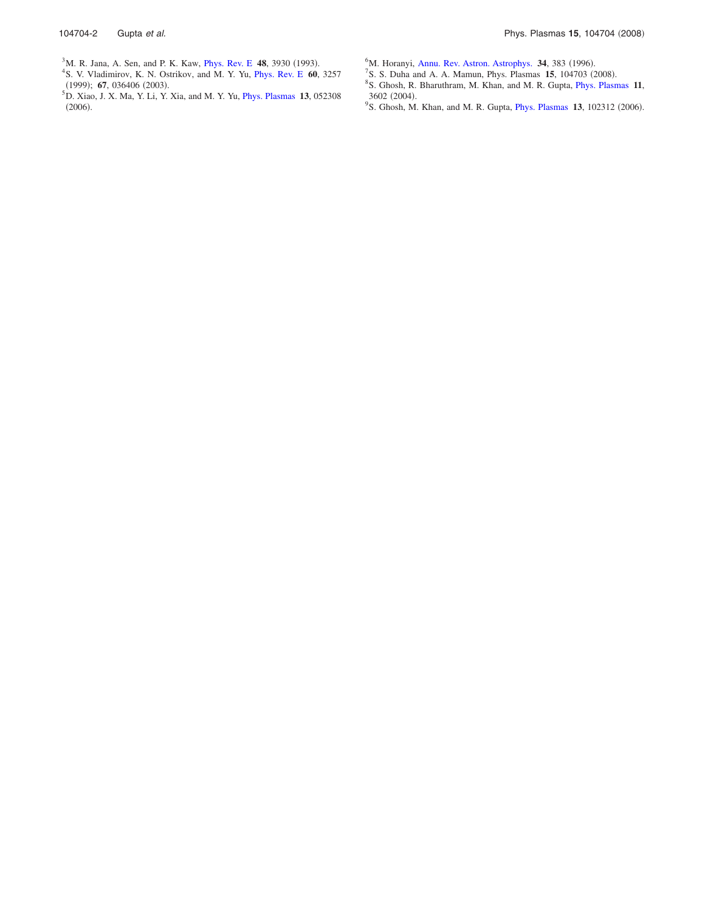[3]M. R. Jana, A. Sen, and P. K. Kaw, Phys. Rev. E **48**, 3930 (1993).

[4]S. V. Vladimirov, K. N. Ostrikov, and M. Y. Yu, Phys. Rev. E **60**, 3257 (1999); **67**, 036406 (2003).

[5]D. Xiao, J. X. Ma, Y. Li, Y. Xia, and M. Y. Yu, Phys. Plasmas **13**, 052308 (2006).

[6]M. Horanyi, Annu. Rev. Astron. Astrophys. **34**, 383 (1996).

[7]S. S. Duha and A. A. Mamun, Phys. Plasmas **15**, 104703 (2008).

[8]S. Ghosh, R. Bharuthram, M. Khan, and M. R. Gupta, Phys. Plasmas **11**, 3602 (2004).

[9]S. Ghosh, M. Khan, and M. R. Gupta, Phys. Plasmas **13**, 102312 (2006).